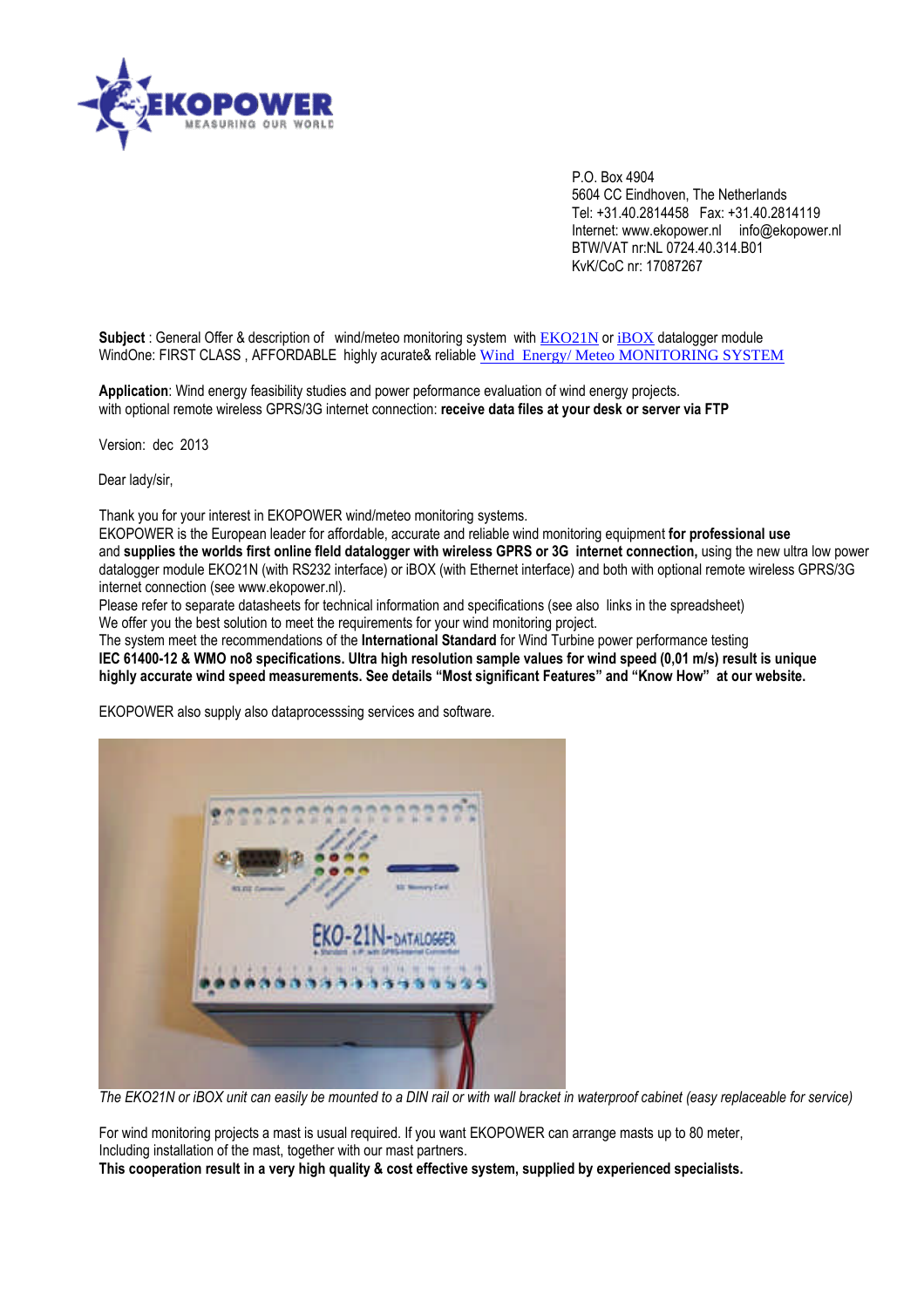P.O. Box 4904
5604 CC Eindhoven, The Netherlands
Tel: +31.40.2814458 Fax: +31.40.2814119
Internet: www.ekopower.nl info@ekopower.nl
BTW/VAT nr:NL 0724.40.314.B01
KvK/CoC nr: 17087267

**Subject** : General Offer & description of wind/meteo monitoring system with EKO21N or iBOX datalogger module
WindOne: FIRST CLASS , AFFORDABLE highly acurate& reliable Wind Energy/ Meteo MONITORING SYSTEM

**Application**: Wind energy feasibility studies and power peformance evaluation of wind energy projects.
with optional remote wireless GPRS/3G internet connection: **receive data files at your desk or server via FTP**

Version: dec 2013

Dear lady/sir,

Thank you for your interest in EKOPOWER wind/meteo monitoring systems.
EKOPOWER is the European leader for affordable, accurate and reliable wind monitoring equipment **for professional use** and **supplies the worlds first online fleld datalogger with wireless GPRS or 3G internet connection,** using the new ultra low power datalogger module EKO21N (with RS232 interface) or iBOX (with Ethernet interface) and both with optional remote wireless GPRS/3G internet connection (see www.ekopower.nl).
Please refer to separate datasheets for technical information and specifications (see also links in the spreadsheet)
We offer you the best solution to meet the requirements for your wind monitoring project.
The system meet the recommendations of the **International Standard** for Wind Turbine power performance testing
**IEC 61400-12 & WMO no8 specifications. Ultra high resolution sample values for wind speed (0,01 m/s) result is unique highly accurate wind speed measurements. See details "Most significant Features" and "Know How" at our website.**

EKOPOWER also supply also dataprocesssing services and software.

*The EKO21N or iBOX unit can easily be mounted to a DIN rail or with wall bracket in waterproof cabinet (easy replaceable for service)*

For wind monitoring projects a mast is usual required. If you want EKOPOWER can arrange masts up to 80 meter,
Including installation of the mast, together with our mast partners.
**This cooperation result in a very high quality & cost effective system, supplied by experienced specialists.**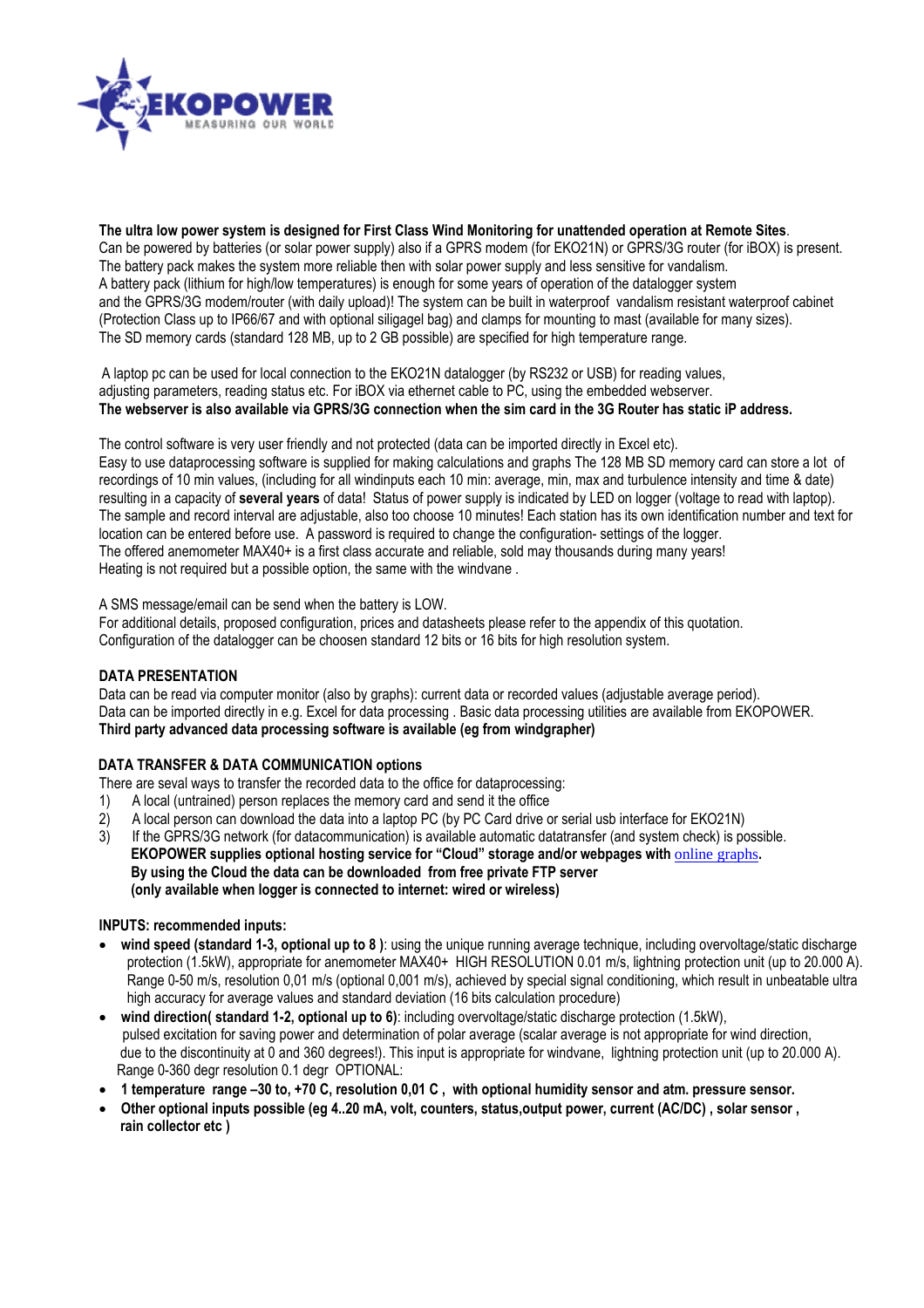**The ultra low power system is designed for First Class Wind Monitoring for unattended operation at Remote Sites**.
Can be powered by batteries (or solar power supply) also if a GPRS modem (for EKO21N) or GPRS/3G router (for iBOX) is present.
The battery pack makes the system more reliable then with solar power supply and less sensitive for vandalism.
A battery pack (lithium for high/low temperatures) is enough for some years of operation of the datalogger system
and the GPRS/3G modem/router (with daily upload)! The system can be built in waterproof vandalism resistant waterproof cabinet
(Protection Class up to IP66/67 and with optional siligagel bag) and clamps for mounting to mast (available for many sizes).
The SD memory cards (standard 128 MB, up to 2 GB possible) are specified for high temperature range.

A laptop pc can be used for local connection to the EKO21N datalogger (by RS232 or USB) for reading values,
adjusting parameters, reading status etc. For iBOX via ethernet cable to PC, using the embedded webserver.
**The webserver is also available via GPRS/3G connection when the sim card in the 3G Router has static iP address.**

The control software is very user friendly and not protected (data can be imported directly in Excel etc).
Easy to use dataprocessing software is supplied for making calculations and graphs The 128 MB SD memory card can store a lot of recordings of 10 min values, (including for all windinputs each 10 min: average, min, max and turbulence intensity and time & date) resulting in a capacity of **several years** of data! Status of power supply is indicated by LED on logger (voltage to read with laptop).
The sample and record interval are adjustable, also too choose 10 minutes! Each station has its own identification number and text for location can be entered before use. A password is required to change the configuration- settings of the logger.
The offered anemometer MAX40+ is a first class accurate and reliable, sold may thousands during many years!
Heating is not required but a possible option, the same with the windvane .

A SMS message/email can be send when the battery is LOW.
For additional details, proposed configuration, prices and datasheets please refer to the appendix of this quotation.
Configuration of the datalogger can be choosen standard 12 bits or 16 bits for high resolution system.

**DATA PRESENTATION**

Data can be read via computer monitor (also by graphs): current data or recorded values (adjustable average period).
Data can be imported directly in e.g. Excel for data processing . Basic data processing utilities are available from EKOPOWER.
**Third party advanced data processing software is available (eg from windgrapher)**

**DATA TRANSFER & DATA COMMUNICATION options**

There are seval ways to transfer the recorded data to the office for dataprocessing:

1) A local (untrained) person replaces the memory card and send it the office
2) A local person can download the data into a laptop PC (by PC Card drive or serial usb interface for EKO21N)
3) If the GPRS/3G network (for datacommunication) is available automatic datatransfer (and system check) is possible.
   **EKOPOWER supplies optional hosting service for "Cloud" storage and/or webpages with** online graphs**.**
   **By using the Cloud the data can be downloaded from free private FTP server**
   **(only available when logger is connected to internet: wired or wireless)**

**INPUTS: recommended inputs:**

- **wind speed (standard 1-3, optional up to 8 )**: using the unique running average technique, including overvoltage/static discharge protection (1.5kW), appropriate for anemometer MAX40+ HIGH RESOLUTION 0.01 m/s, lightning protection unit (up to 20.000 A). Range 0-50 m/s, resolution 0,01 m/s (optional 0,001 m/s), achieved by special signal conditioning, which result in unbeatable ultra high accuracy for average values and standard deviation (16 bits calculation procedure)
- **wind direction( standard 1-2, optional up to 6)**: including overvoltage/static discharge protection (1.5kW), pulsed excitation for saving power and determination of polar average (scalar average is not appropriate for wind direction, due to the discontinuity at 0 and 360 degrees!). This input is appropriate for windvane, lightning protection unit (up to 20.000 A). Range 0-360 degr resolution 0.1 degr OPTIONAL:
- **1 temperature range –30 to, +70 C, resolution 0,01 C , with optional humidity sensor and atm. pressure sensor.**
- **Other optional inputs possible (eg 4..20 mA, volt, counters, status,output power, current (AC/DC) , solar sensor , rain collector etc )**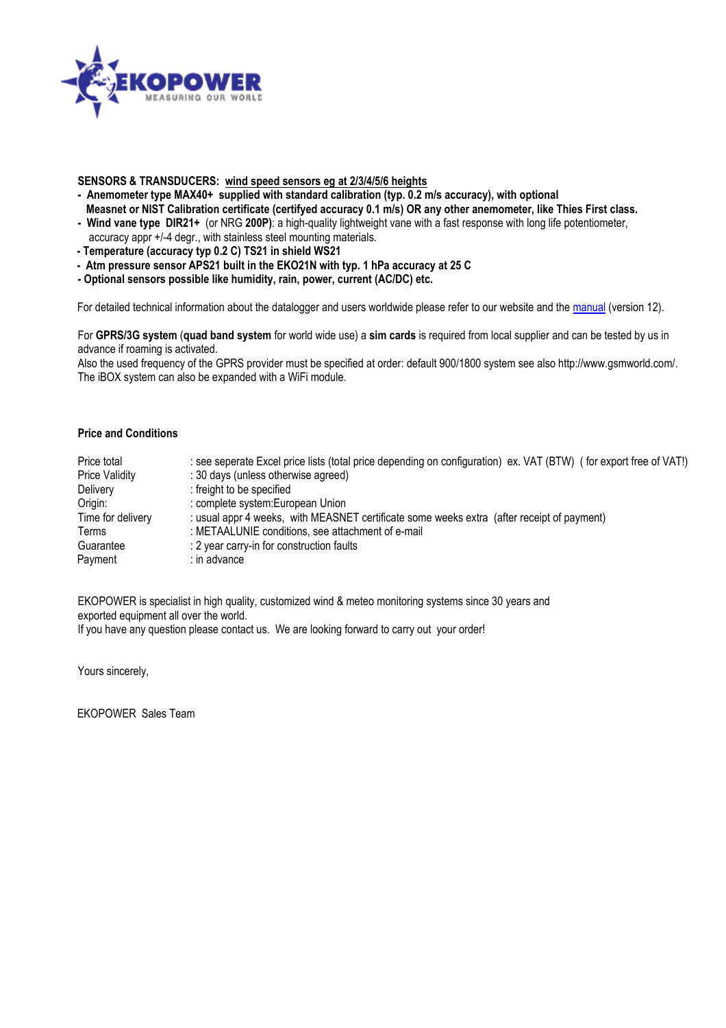**SENSORS & TRANSDUCERS:** **wind speed sensors eg at 2/3/4/5/6 heights**

- **Anemometer type MAX40+ supplied with standard calibration (typ. 0.2 m/s accuracy), with optional Measnet or NIST Calibration certificate (certifyed accuracy 0.1 m/s) OR any other anemometer, like Thies First class.**
- **Wind vane type DIR21+** (or NRG **200P**): a high-quality lightweight vane with a fast response with long life potentiometer, accuracy appr +/-4 degr., with stainless steel mounting materials.
- **Temperature (accuracy typ 0.2 C) TS21 in shield WS21**
- **Atm pressure sensor APS21 built in the EKO21N with typ. 1 hPa accuracy at 25 C**
- **Optional sensors possible like humidity, rain, power, current (AC/DC) etc.**

For detailed technical information about the datalogger and users worldwide please refer to our website and the manual (version 12).

For **GPRS/3G system** (**quad band system** for world wide use) a **sim cards** is required from local supplier and can be tested by us in advance if roaming is activated.
Also the used frequency of the GPRS provider must be specified at order: default 900/1800 system see also http://www.gsmworld.com/.
The iBOX system can also be expanded with a WiFi module.

**Price and Conditions**

| | |
|---|---|
| Price total | : see seperate Excel price lists (total price depending on configuration) ex. VAT (BTW) ( for export free of VAT!) |
| Price Validity | : 30 days (unless otherwise agreed) |
| Delivery | : freight to be specified |
| Origin: | : complete system:European Union |
| Time for delivery | : usual appr 4 weeks, with MEASNET certificate some weeks extra (after receipt of payment) |
| Terms | : METAALUNIE conditions, see attachment of e-mail |
| Guarantee | : 2 year carry-in for construction faults |
| Payment | : in advance |

EKOPOWER is specialist in high quality, customized wind & meteo monitoring systems since 30 years and exported equipment all over the world.
If you have any question please contact us. We are looking forward to carry out your order!

Yours sincerely,

EKOPOWER Sales Team